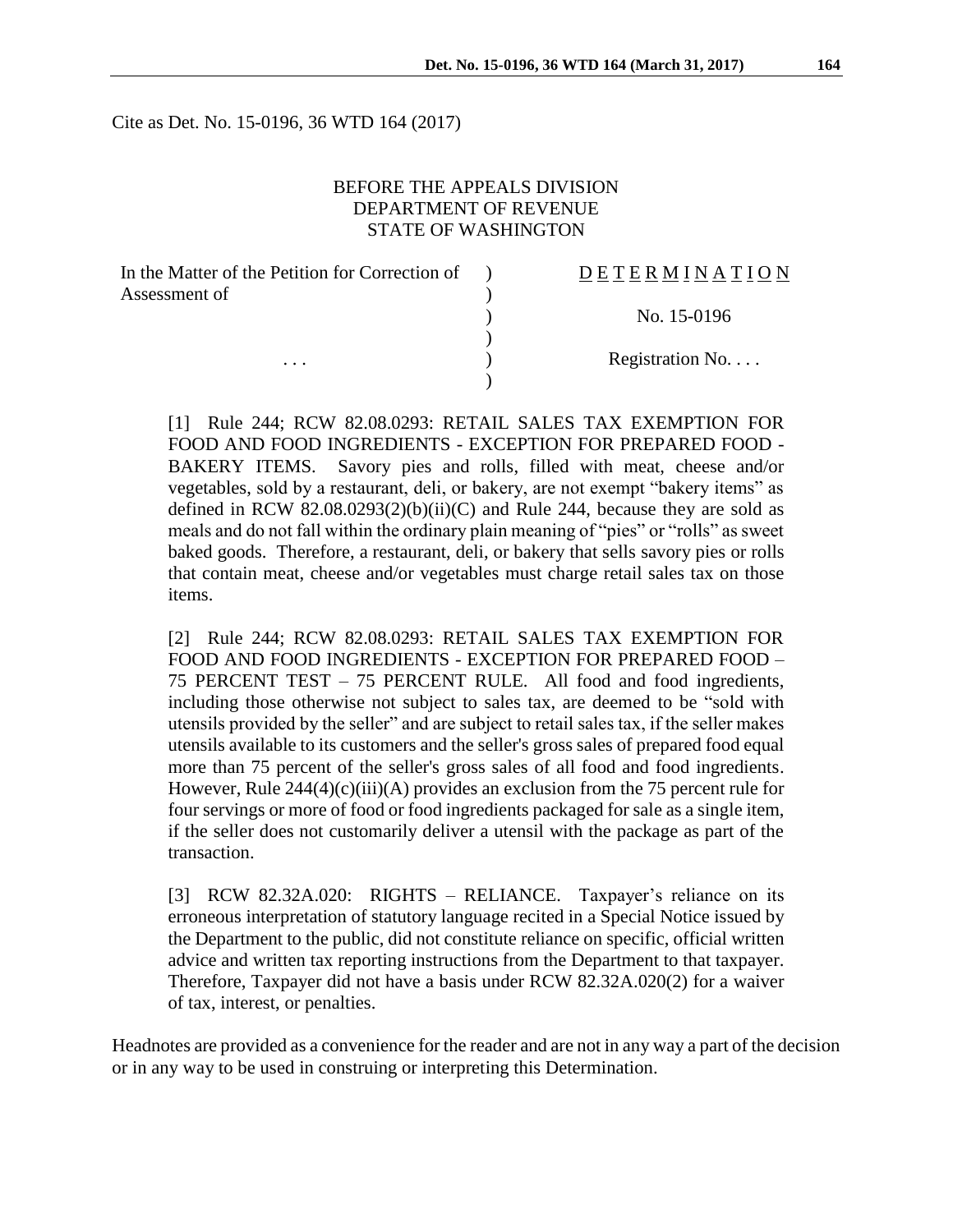Cite as Det. No. 15-0196, 36 WTD 164 (2017)

BEFORE THE APPEALS DIVISION
DEPARTMENT OF REVENUE
STATE OF WASHINGTON

| | | |
|---|---|---|
| In the Matter of the Petition for Correction of Assessment of | ) | D E T E R M I N A T I O N |
| | ) | No. 15-0196 |
| . . . | ) | Registration No. . . . |

[1] Rule 244; RCW 82.08.0293: RETAIL SALES TAX EXEMPTION FOR FOOD AND FOOD INGREDIENTS - EXCEPTION FOR PREPARED FOOD - BAKERY ITEMS. Savory pies and rolls, filled with meat, cheese and/or vegetables, sold by a restaurant, deli, or bakery, are not exempt "bakery items" as defined in RCW 82.08.0293(2)(b)(ii)(C) and Rule 244, because they are sold as meals and do not fall within the ordinary plain meaning of "pies" or "rolls" as sweet baked goods. Therefore, a restaurant, deli, or bakery that sells savory pies or rolls that contain meat, cheese and/or vegetables must charge retail sales tax on those items.

[2] Rule 244; RCW 82.08.0293: RETAIL SALES TAX EXEMPTION FOR FOOD AND FOOD INGREDIENTS - EXCEPTION FOR PREPARED FOOD – 75 PERCENT TEST – 75 PERCENT RULE. All food and food ingredients, including those otherwise not subject to sales tax, are deemed to be "sold with utensils provided by the seller" and are subject to retail sales tax, if the seller makes utensils available to its customers and the seller's gross sales of prepared food equal more than 75 percent of the seller's gross sales of all food and food ingredients. However, Rule 244(4)(c)(iii)(A) provides an exclusion from the 75 percent rule for four servings or more of food or food ingredients packaged for sale as a single item, if the seller does not customarily deliver a utensil with the package as part of the transaction.

[3] RCW 82.32A.020: RIGHTS – RELIANCE. Taxpayer's reliance on its erroneous interpretation of statutory language recited in a Special Notice issued by the Department to the public, did not constitute reliance on specific, official written advice and written tax reporting instructions from the Department to that taxpayer. Therefore, Taxpayer did not have a basis under RCW 82.32A.020(2) for a waiver of tax, interest, or penalties.

Headnotes are provided as a convenience for the reader and are not in any way a part of the decision or in any way to be used in construing or interpreting this Determination.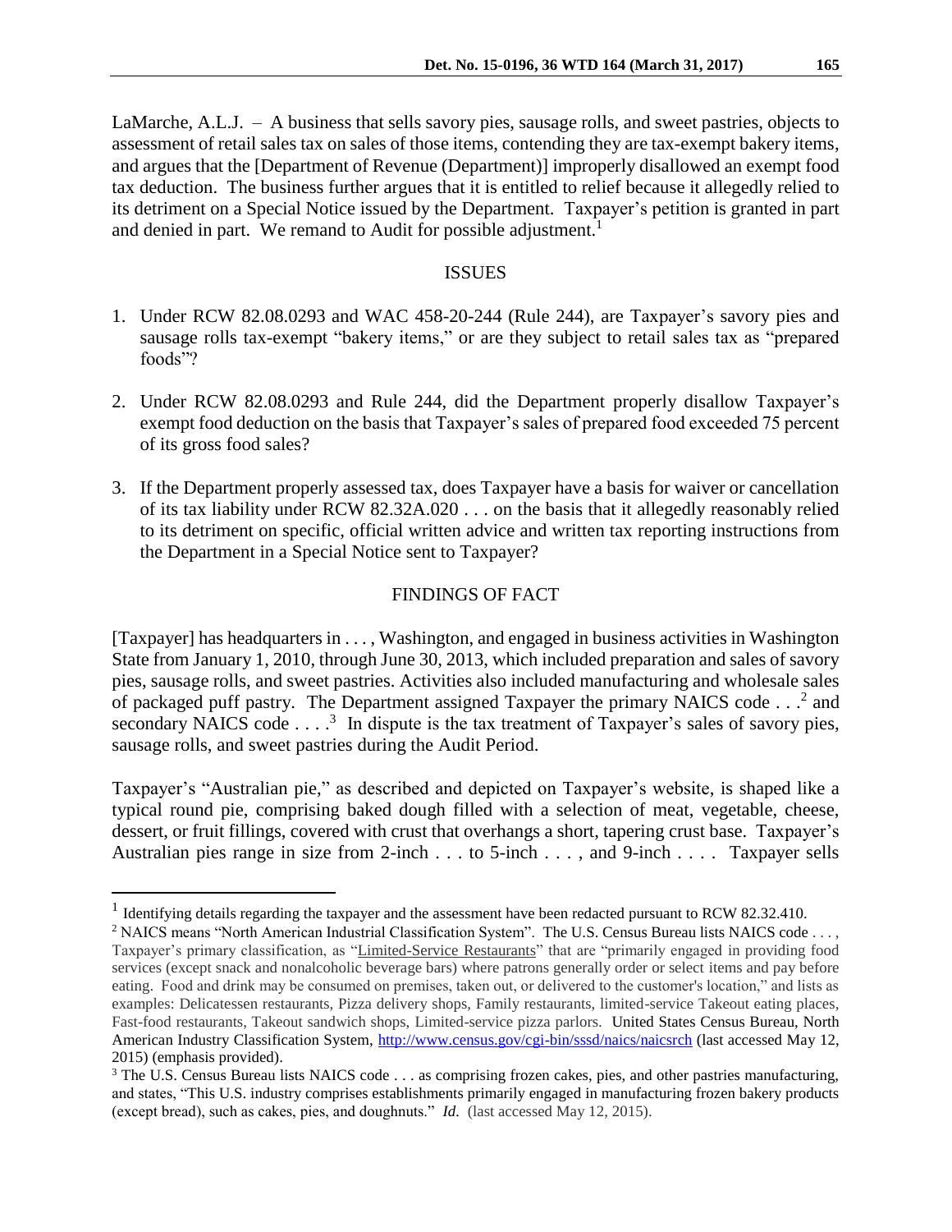LaMarche, A.L.J. – A business that sells savory pies, sausage rolls, and sweet pastries, objects to assessment of retail sales tax on sales of those items, contending they are tax-exempt bakery items, and argues that the [Department of Revenue (Department)] improperly disallowed an exempt food tax deduction. The business further argues that it is entitled to relief because it allegedly relied to its detriment on a Special Notice issued by the Department. Taxpayer's petition is granted in part and denied in part. We remand to Audit for possible adjustment.[1]

## ISSUES

1. Under RCW 82.08.0293 and WAC 458-20-244 (Rule 244), are Taxpayer's savory pies and sausage rolls tax-exempt "bakery items," or are they subject to retail sales tax as "prepared foods"?

2. Under RCW 82.08.0293 and Rule 244, did the Department properly disallow Taxpayer's exempt food deduction on the basis that Taxpayer's sales of prepared food exceeded 75 percent of its gross food sales?

3. If the Department properly assessed tax, does Taxpayer have a basis for waiver or cancellation of its tax liability under RCW 82.32A.020 . . . on the basis that it allegedly reasonably relied to its detriment on specific, official written advice and written tax reporting instructions from the Department in a Special Notice sent to Taxpayer?

## FINDINGS OF FACT

[Taxpayer] has headquarters in . . . , Washington, and engaged in business activities in Washington State from January 1, 2010, through June 30, 2013, which included preparation and sales of savory pies, sausage rolls, and sweet pastries. Activities also included manufacturing and wholesale sales of packaged puff pastry. The Department assigned Taxpayer the primary NAICS code . . .[2] and secondary NAICS code . . . .[3] In dispute is the tax treatment of Taxpayer's sales of savory pies, sausage rolls, and sweet pastries during the Audit Period.

Taxpayer's "Australian pie," as described and depicted on Taxpayer's website, is shaped like a typical round pie, comprising baked dough filled with a selection of meat, vegetable, cheese, dessert, or fruit fillings, covered with crust that overhangs a short, tapering crust base. Taxpayer's Australian pies range in size from 2-inch . . . to 5-inch . . . , and 9-inch . . . . Taxpayer sells

---

[1] Identifying details regarding the taxpayer and the assessment have been redacted pursuant to RCW 82.32.410.

[2] NAICS means "North American Industrial Classification System". The U.S. Census Bureau lists NAICS code . . . , Taxpayer's primary classification, as "Limited-Service Restaurants" that are "primarily engaged in providing food services (except snack and nonalcoholic beverage bars) where patrons generally order or select items and pay before eating. Food and drink may be consumed on premises, taken out, or delivered to the customer's location," and lists as examples: Delicatessen restaurants, Pizza delivery shops, Family restaurants, limited-service Takeout eating places, Fast-food restaurants, Takeout sandwich shops, Limited-service pizza parlors. United States Census Bureau, North American Industry Classification System, http://www.census.gov/cgi-bin/sssd/naics/naicsrch (last accessed May 12, 2015) (emphasis provided).

[3] The U.S. Census Bureau lists NAICS code . . . as comprising frozen cakes, pies, and other pastries manufacturing, and states, "This U.S. industry comprises establishments primarily engaged in manufacturing frozen bakery products (except bread), such as cakes, pies, and doughnuts." *Id.* (last accessed May 12, 2015).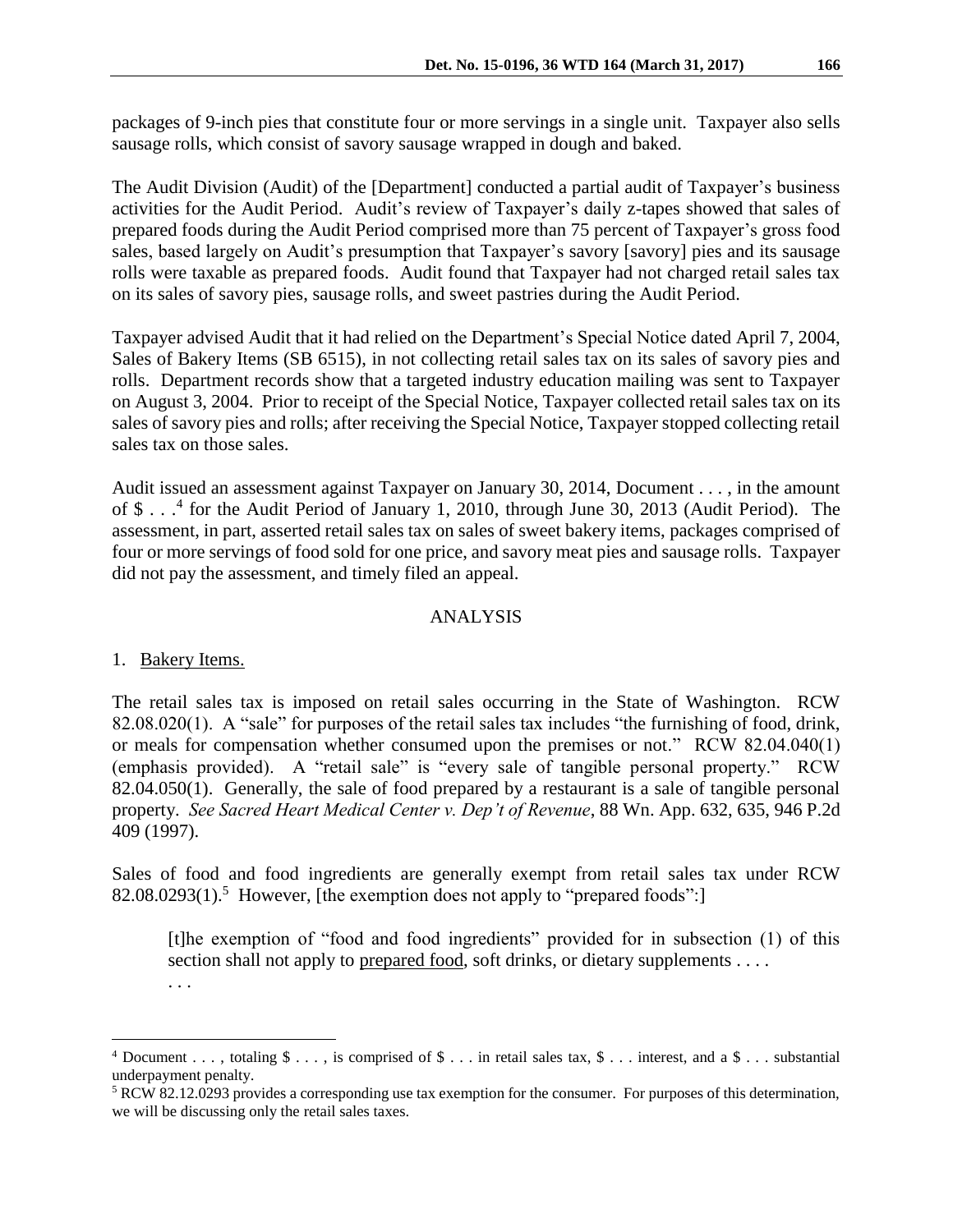packages of 9-inch pies that constitute four or more servings in a single unit. Taxpayer also sells sausage rolls, which consist of savory sausage wrapped in dough and baked.

The Audit Division (Audit) of the [Department] conducted a partial audit of Taxpayer's business activities for the Audit Period. Audit's review of Taxpayer's daily z-tapes showed that sales of prepared foods during the Audit Period comprised more than 75 percent of Taxpayer's gross food sales, based largely on Audit's presumption that Taxpayer's savory [savory] pies and its sausage rolls were taxable as prepared foods. Audit found that Taxpayer had not charged retail sales tax on its sales of savory pies, sausage rolls, and sweet pastries during the Audit Period.

Taxpayer advised Audit that it had relied on the Department's Special Notice dated April 7, 2004, Sales of Bakery Items (SB 6515), in not collecting retail sales tax on its sales of savory pies and rolls. Department records show that a targeted industry education mailing was sent to Taxpayer on August 3, 2004. Prior to receipt of the Special Notice, Taxpayer collected retail sales tax on its sales of savory pies and rolls; after receiving the Special Notice, Taxpayer stopped collecting retail sales tax on those sales.

Audit issued an assessment against Taxpayer on January 30, 2014, Document . . . , in the amount of $ . . .[4] for the Audit Period of January 1, 2010, through June 30, 2013 (Audit Period). The assessment, in part, asserted retail sales tax on sales of sweet bakery items, packages comprised of four or more servings of food sold for one price, and savory meat pies and sausage rolls. Taxpayer did not pay the assessment, and timely filed an appeal.

## ANALYSIS

1. Bakery Items.

The retail sales tax is imposed on retail sales occurring in the State of Washington. RCW 82.08.020(1). A "sale" for purposes of the retail sales tax includes "the furnishing of food, drink, or meals for compensation whether consumed upon the premises or not." RCW 82.04.040(1) (emphasis provided). A "retail sale" is "every sale of tangible personal property." RCW 82.04.050(1). Generally, the sale of food prepared by a restaurant is a sale of tangible personal property. *See Sacred Heart Medical Center v. Dep't of Revenue*, 88 Wn. App. 632, 635, 946 P.2d 409 (1997).

Sales of food and food ingredients are generally exempt from retail sales tax under RCW 82.08.0293(1).[5] However, [the exemption does not apply to "prepared foods":]

> [t]he exemption of "food and food ingredients" provided for in subsection (1) of this section shall not apply to prepared food, soft drinks, or dietary supplements . . . .
>
> . . .

---

[4] Document . . . , totaling $ . . . , is comprised of $ . . . in retail sales tax, $ . . . interest, and a $ . . . substantial underpayment penalty.

[5] RCW 82.12.0293 provides a corresponding use tax exemption for the consumer. For purposes of this determination, we will be discussing only the retail sales taxes.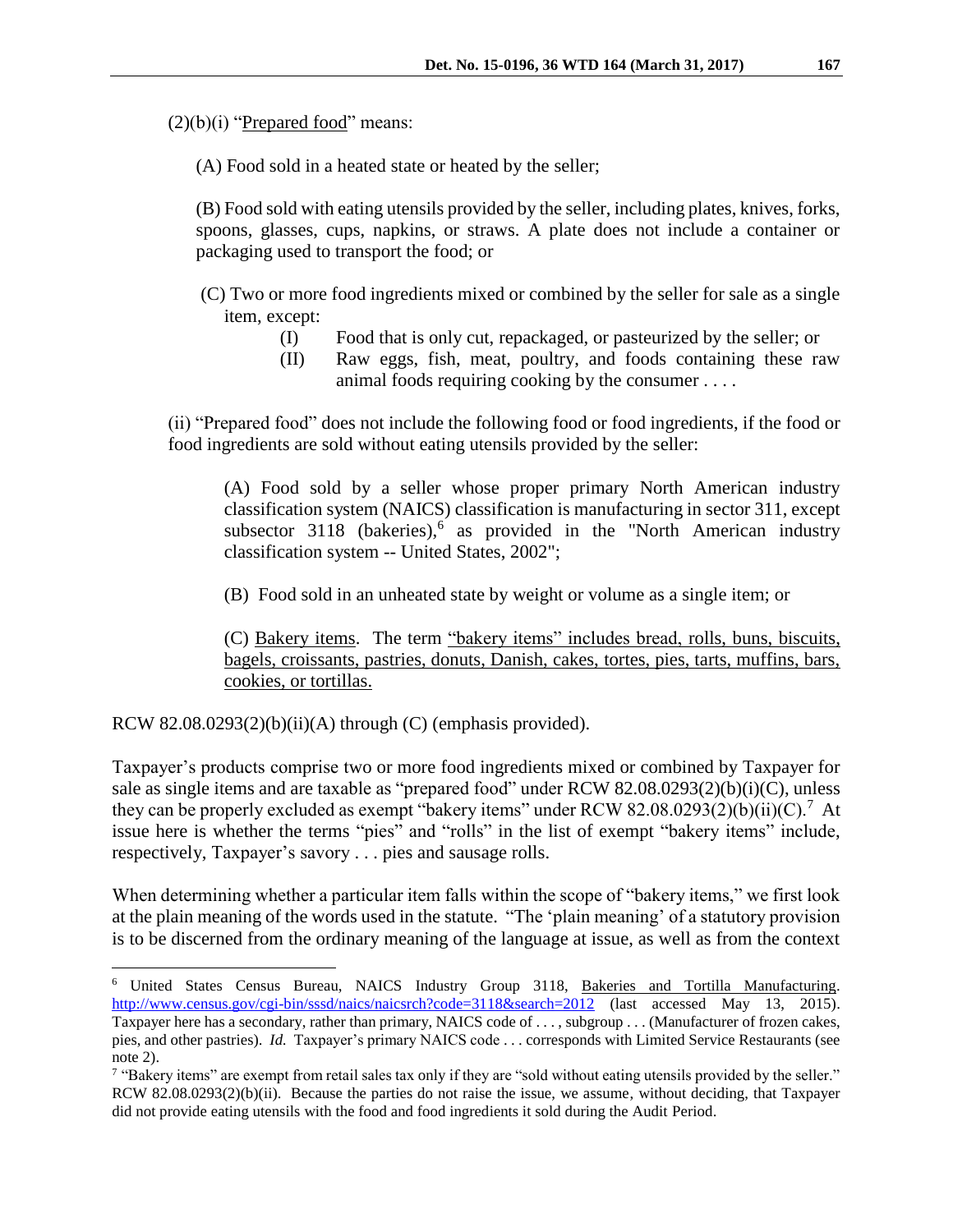(2)(b)(i) "Prepared food" means:

> (A) Food sold in a heated state or heated by the seller;
>
> (B) Food sold with eating utensils provided by the seller, including plates, knives, forks, spoons, glasses, cups, napkins, or straws. A plate does not include a container or packaging used to transport the food; or
>
> (C) Two or more food ingredients mixed or combined by the seller for sale as a single item, except:
>
> > (I) Food that is only cut, repackaged, or pasteurized by the seller; or
> >
> > (II) Raw eggs, fish, meat, poultry, and foods containing these raw animal foods requiring cooking by the consumer . . . .

(ii) "Prepared food" does not include the following food or food ingredients, if the food or food ingredients are sold without eating utensils provided by the seller:

> (A) Food sold by a seller whose proper primary North American industry classification system (NAICS) classification is manufacturing in sector 311, except subsector 3118 (bakeries),[6] as provided in the "North American industry classification system -- United States, 2002";
>
> (B) Food sold in an unheated state by weight or volume as a single item; or
>
> (C) Bakery items. The term "bakery items" includes bread, rolls, buns, biscuits, bagels, croissants, pastries, donuts, Danish, cakes, tortes, pies, tarts, muffins, bars, cookies, or tortillas.

RCW 82.08.0293(2)(b)(ii)(A) through (C) (emphasis provided).

Taxpayer's products comprise two or more food ingredients mixed or combined by Taxpayer for sale as single items and are taxable as "prepared food" under RCW 82.08.0293(2)(b)(i)(C), unless they can be properly excluded as exempt "bakery items" under RCW 82.08.0293(2)(b)(ii)(C).[7] At issue here is whether the terms "pies" and "rolls" in the list of exempt "bakery items" include, respectively, Taxpayer's savory . . . pies and sausage rolls.

When determining whether a particular item falls within the scope of "bakery items," we first look at the plain meaning of the words used in the statute. "The 'plain meaning' of a statutory provision is to be discerned from the ordinary meaning of the language at issue, as well as from the context

---

[6] United States Census Bureau, NAICS Industry Group 3118, Bakeries and Tortilla Manufacturing. http://www.census.gov/cgi-bin/sssd/naics/naicsrch?code=3118&search=2012 (last accessed May 13, 2015). Taxpayer here has a secondary, rather than primary, NAICS code of . . . , subgroup . . . (Manufacturer of frozen cakes, pies, and other pastries). *Id.* Taxpayer's primary NAICS code . . . corresponds with Limited Service Restaurants (see note 2).

[7] "Bakery items" are exempt from retail sales tax only if they are "sold without eating utensils provided by the seller." RCW 82.08.0293(2)(b)(ii). Because the parties do not raise the issue, we assume, without deciding, that Taxpayer did not provide eating utensils with the food and food ingredients it sold during the Audit Period.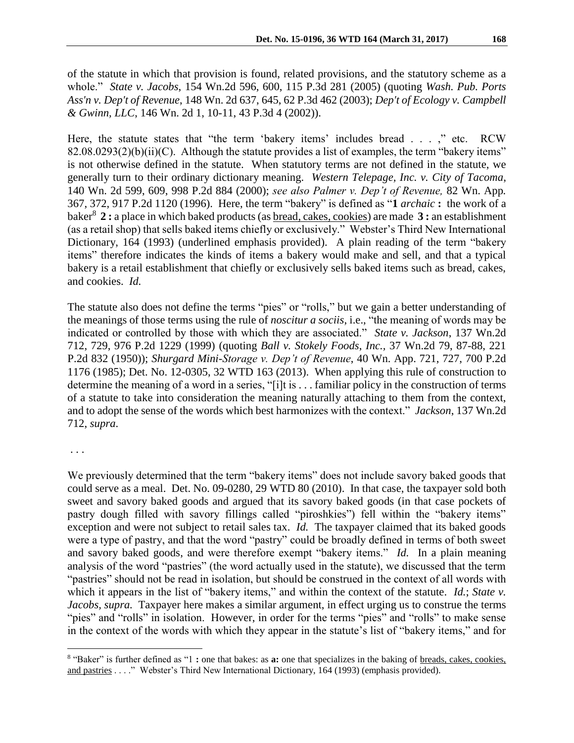of the statute in which that provision is found, related provisions, and the statutory scheme as a whole." *State v. Jacobs*, 154 Wn.2d 596, 600, 115 P.3d 281 (2005) (quoting *Wash. Pub. Ports Ass'n v. Dep't of Revenue*, 148 Wn. 2d 637, 645, 62 P.3d 462 (2003); *Dep't of Ecology v. Campbell & Gwinn, LLC*, 146 Wn. 2d 1, 10-11, 43 P.3d 4 (2002)).

Here, the statute states that "the term 'bakery items' includes bread . . . ," etc. RCW 82.08.0293(2)(b)(ii)(C). Although the statute provides a list of examples, the term "bakery items" is not otherwise defined in the statute. When statutory terms are not defined in the statute, we generally turn to their ordinary dictionary meaning. *Western Telepage, Inc. v. City of Tacoma*, 140 Wn. 2d 599, 609, 998 P.2d 884 (2000); *see also Palmer v. Dep't of Revenue,* 82 Wn. App. 367, 372, 917 P.2d 1120 (1996). Here, the term "bakery" is defined as "**1** *archaic* **:** the work of a baker[8] **2 :** a place in which baked products (as <u>bread, cakes, cookies</u>) are made **3 :** an establishment (as a retail shop) that sells baked items chiefly or exclusively." Webster's Third New International Dictionary, 164 (1993) (underlined emphasis provided). A plain reading of the term "bakery items" therefore indicates the kinds of items a bakery would make and sell, and that a typical bakery is a retail establishment that chiefly or exclusively sells baked items such as bread, cakes, and cookies. *Id.*

The statute also does not define the terms "pies" or "rolls," but we gain a better understanding of the meanings of those terms using the rule of *noscitur a sociis*, i.e., "the meaning of words may be indicated or controlled by those with which they are associated." *State v. Jackson*, 137 Wn.2d 712, 729, 976 P.2d 1229 (1999) (quoting *Ball v. Stokely Foods, Inc.*, 37 Wn.2d 79, 87-88, 221 P.2d 832 (1950)); *Shurgard Mini-Storage v. Dep't of Revenue*, 40 Wn. App. 721, 727, 700 P.2d 1176 (1985); Det. No. 12-0305, 32 WTD 163 (2013). When applying this rule of construction to determine the meaning of a word in a series, "[i]t is . . . familiar policy in the construction of terms of a statute to take into consideration the meaning naturally attaching to them from the context, and to adopt the sense of the words which best harmonizes with the context." *Jackson*, 137 Wn.2d 712, *supra*.

. . .

We previously determined that the term "bakery items" does not include savory baked goods that could serve as a meal. Det. No. 09-0280, 29 WTD 80 (2010). In that case, the taxpayer sold both sweet and savory baked goods and argued that its savory baked goods (in that case pockets of pastry dough filled with savory fillings called "piroshkies") fell within the "bakery items" exception and were not subject to retail sales tax. *Id.* The taxpayer claimed that its baked goods were a type of pastry, and that the word "pastry" could be broadly defined in terms of both sweet and savory baked goods, and were therefore exempt "bakery items." *Id.* In a plain meaning analysis of the word "pastries" (the word actually used in the statute), we discussed that the term "pastries" should not be read in isolation, but should be construed in the context of all words with which it appears in the list of "bakery items," and within the context of the statute. *Id.*; *State v. Jacobs, supra.* Taxpayer here makes a similar argument, in effect urging us to construe the terms "pies" and "rolls" in isolation. However, in order for the terms "pies" and "rolls" to make sense in the context of the words with which they appear in the statute's list of "bakery items," and for

---

[8] "Baker" is further defined as "1 **:** one that bakes: as **a:** one that specializes in the baking of <u>breads, cakes, cookies, and pastries</u> . . . ." Webster's Third New International Dictionary, 164 (1993) (emphasis provided).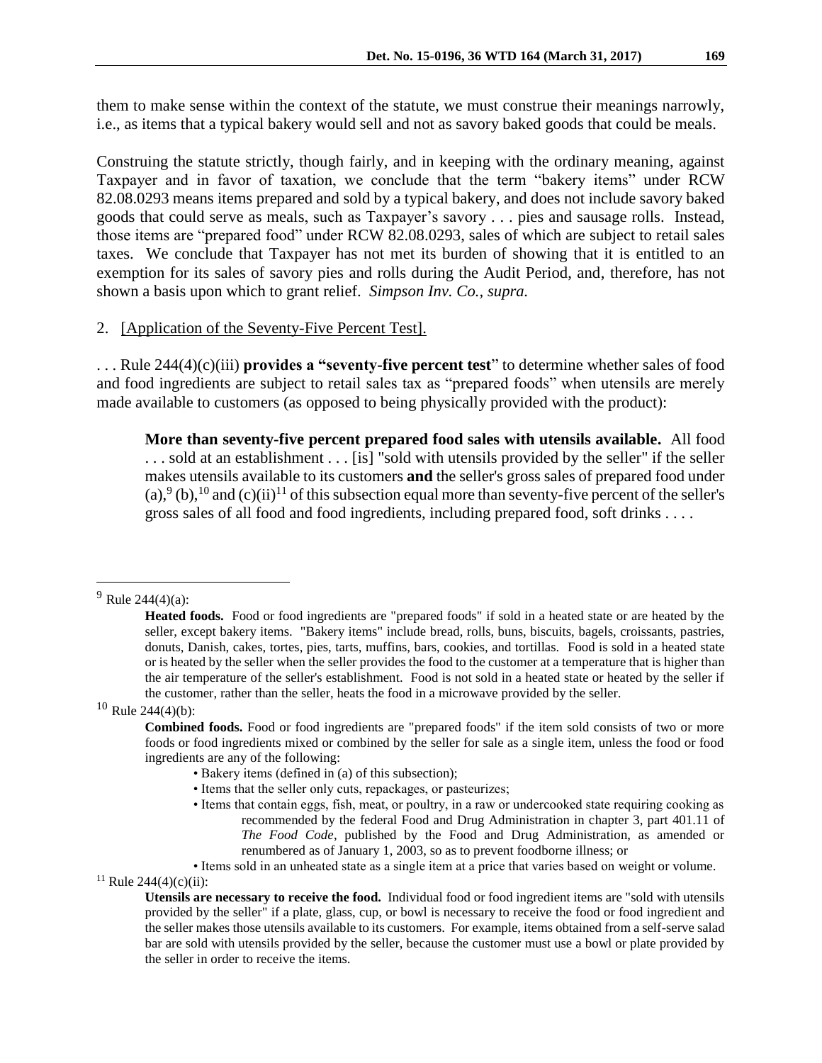them to make sense within the context of the statute, we must construe their meanings narrowly, i.e., as items that a typical bakery would sell and not as savory baked goods that could be meals.

Construing the statute strictly, though fairly, and in keeping with the ordinary meaning, against Taxpayer and in favor of taxation, we conclude that the term "bakery items" under RCW 82.08.0293 means items prepared and sold by a typical bakery, and does not include savory baked goods that could serve as meals, such as Taxpayer's savory . . . pies and sausage rolls. Instead, those items are "prepared food" under RCW 82.08.0293, sales of which are subject to retail sales taxes. We conclude that Taxpayer has not met its burden of showing that it is entitled to an exemption for its sales of savory pies and rolls during the Audit Period, and, therefore, has not shown a basis upon which to grant relief. *Simpson Inv. Co.*, *supra.*

2. [Application of the Seventy-Five Percent Test].

. . . Rule 244(4)(c)(iii) **provides a "seventy-five percent test**" to determine whether sales of food and food ingredients are subject to retail sales tax as "prepared foods" when utensils are merely made available to customers (as opposed to being physically provided with the product):

> **More than seventy-five percent prepared food sales with utensils available.** All food . . . sold at an establishment . . . [is] "sold with utensils provided by the seller" if the seller makes utensils available to its customers **and** the seller's gross sales of prepared food under (a),[9] (b),[10] and (c)(ii)[11] of this subsection equal more than seventy-five percent of the seller's gross sales of all food and food ingredients, including prepared food, soft drinks . . . .

---

[9] Rule 244(4)(a):

> **Heated foods.** Food or food ingredients are "prepared foods" if sold in a heated state or are heated by the seller, except bakery items. "Bakery items" include bread, rolls, buns, biscuits, bagels, croissants, pastries, donuts, Danish, cakes, tortes, pies, tarts, muffins, bars, cookies, and tortillas. Food is sold in a heated state or is heated by the seller when the seller provides the food to the customer at a temperature that is higher than the air temperature of the seller's establishment. Food is not sold in a heated state or heated by the seller if the customer, rather than the seller, heats the food in a microwave provided by the seller.

[10] Rule 244(4)(b):

> **Combined foods.** Food or food ingredients are "prepared foods" if the item sold consists of two or more foods or food ingredients mixed or combined by the seller for sale as a single item, unless the food or food ingredients are any of the following:
>
> - Bakery items (defined in (a) of this subsection);
> - Items that the seller only cuts, repackages, or pasteurizes;
> - Items that contain eggs, fish, meat, or poultry, in a raw or undercooked state requiring cooking as recommended by the federal Food and Drug Administration in chapter 3, part 401.11 of *The Food Code*, published by the Food and Drug Administration, as amended or renumbered as of January 1, 2003, so as to prevent foodborne illness; or
> - Items sold in an unheated state as a single item at a price that varies based on weight or volume.

[11] Rule 244(4)(c)(ii):

> **Utensils are necessary to receive the food.** Individual food or food ingredient items are "sold with utensils provided by the seller" if a plate, glass, cup, or bowl is necessary to receive the food or food ingredient and the seller makes those utensils available to its customers. For example, items obtained from a self-serve salad bar are sold with utensils provided by the seller, because the customer must use a bowl or plate provided by the seller in order to receive the items.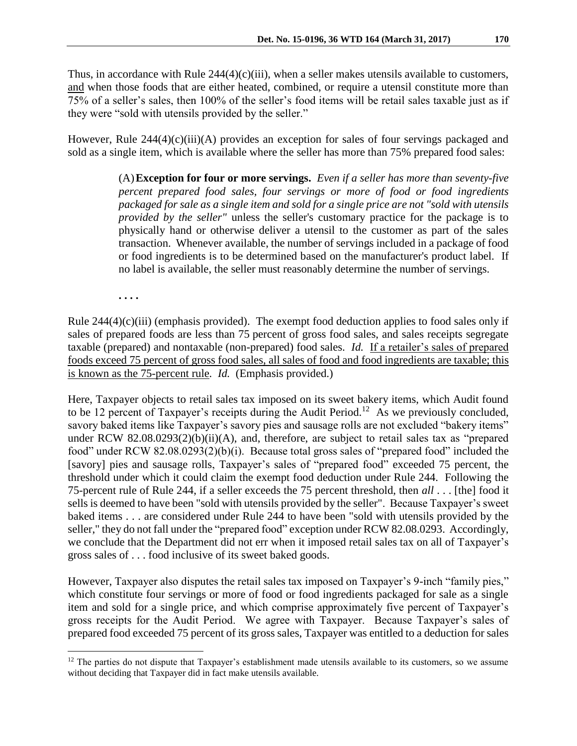Thus, in accordance with Rule 244(4)(c)(iii), when a seller makes utensils available to customers, and when those foods that are either heated, combined, or require a utensil constitute more than 75% of a seller's sales, then 100% of the seller's food items will be retail sales taxable just as if they were "sold with utensils provided by the seller."

However, Rule 244(4)(c)(iii)(A) provides an exception for sales of four servings packaged and sold as a single item, which is available where the seller has more than 75% prepared food sales:

> (A) **Exception for four or more servings.** *Even if a seller has more than seventy-five percent prepared food sales, four servings or more of food or food ingredients packaged for sale as a single item and sold for a single price are not "sold with utensils provided by the seller"* unless the seller's customary practice for the package is to physically hand or otherwise deliver a utensil to the customer as part of the sales transaction. Whenever available, the number of servings included in a package of food or food ingredients is to be determined based on the manufacturer's product label. If no label is available, the seller must reasonably determine the number of servings.
>
> . . . .

Rule 244(4)(c)(iii) (emphasis provided). The exempt food deduction applies to food sales only if sales of prepared foods are less than 75 percent of gross food sales, and sales receipts segregate taxable (prepared) and nontaxable (non-prepared) food sales. *Id.* If a retailer's sales of prepared foods exceed 75 percent of gross food sales, all sales of food and food ingredients are taxable; this is known as the 75-percent rule. *Id.* (Emphasis provided.)

Here, Taxpayer objects to retail sales tax imposed on its sweet bakery items, which Audit found to be 12 percent of Taxpayer's receipts during the Audit Period.[12] As we previously concluded, savory baked items like Taxpayer's savory pies and sausage rolls are not excluded "bakery items" under RCW 82.08.0293(2)(b)(ii)(A), and, therefore, are subject to retail sales tax as "prepared food" under RCW 82.08.0293(2)(b)(i). Because total gross sales of "prepared food" included the [savory] pies and sausage rolls, Taxpayer's sales of "prepared food" exceeded 75 percent, the threshold under which it could claim the exempt food deduction under Rule 244. Following the 75-percent rule of Rule 244, if a seller exceeds the 75 percent threshold, then *all* . . . [the] food it sells is deemed to have been "sold with utensils provided by the seller". Because Taxpayer's sweet baked items . . . are considered under Rule 244 to have been "sold with utensils provided by the seller," they do not fall under the "prepared food" exception under RCW 82.08.0293. Accordingly, we conclude that the Department did not err when it imposed retail sales tax on all of Taxpayer's gross sales of . . . food inclusive of its sweet baked goods.

However, Taxpayer also disputes the retail sales tax imposed on Taxpayer's 9-inch "family pies," which constitute four servings or more of food or food ingredients packaged for sale as a single item and sold for a single price, and which comprise approximately five percent of Taxpayer's gross receipts for the Audit Period. We agree with Taxpayer. Because Taxpayer's sales of prepared food exceeded 75 percent of its gross sales, Taxpayer was entitled to a deduction for sales

---

[12] The parties do not dispute that Taxpayer's establishment made utensils available to its customers, so we assume without deciding that Taxpayer did in fact make utensils available.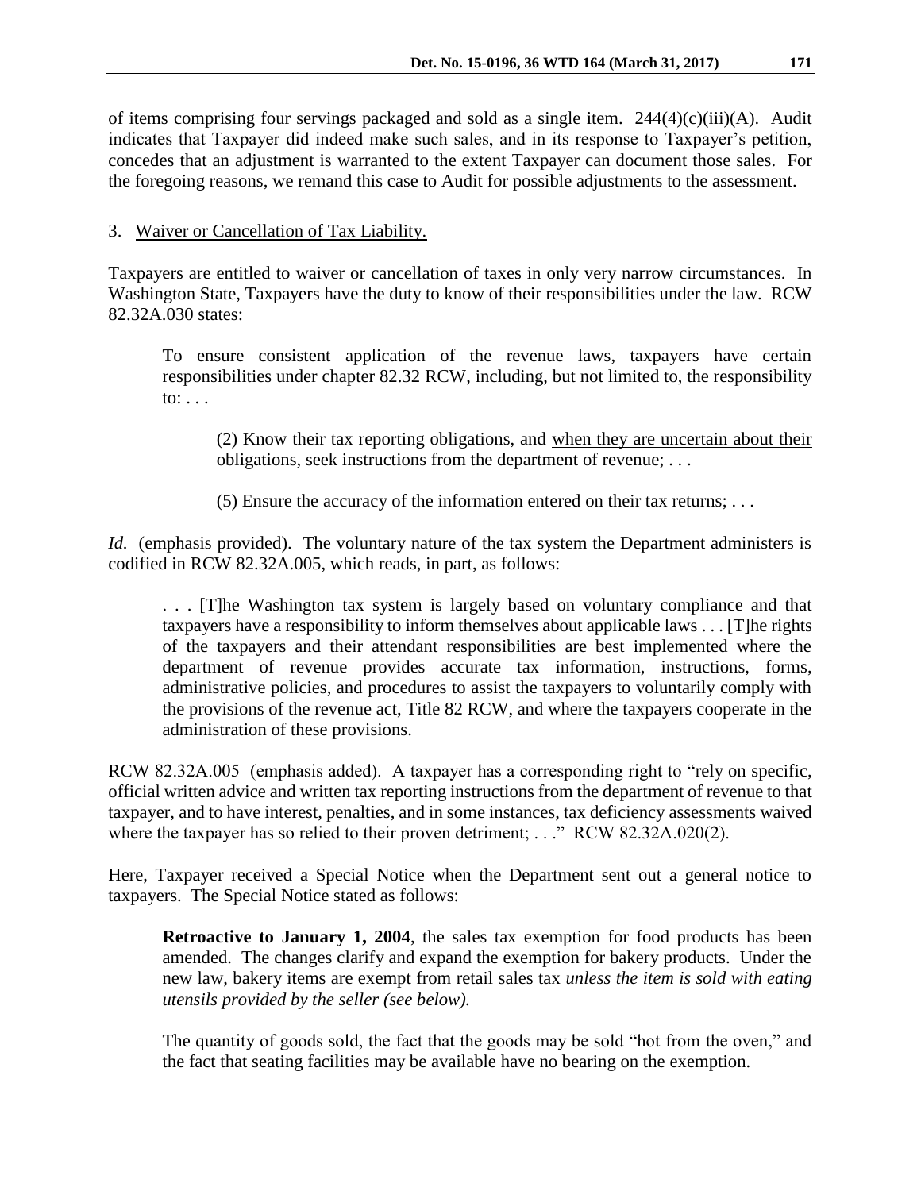of items comprising four servings packaged and sold as a single item. 244(4)(c)(iii)(A). Audit indicates that Taxpayer did indeed make such sales, and in its response to Taxpayer's petition, concedes that an adjustment is warranted to the extent Taxpayer can document those sales. For the foregoing reasons, we remand this case to Audit for possible adjustments to the assessment.

3. Waiver or Cancellation of Tax Liability.

Taxpayers are entitled to waiver or cancellation of taxes in only very narrow circumstances. In Washington State, Taxpayers have the duty to know of their responsibilities under the law. RCW 82.32A.030 states:

> To ensure consistent application of the revenue laws, taxpayers have certain responsibilities under chapter 82.32 RCW, including, but not limited to, the responsibility to: . . .
>
> > (2) Know their tax reporting obligations, and <u>when they are uncertain about their obligations</u>, seek instructions from the department of revenue; . . .
> >
> > (5) Ensure the accuracy of the information entered on their tax returns; . . .

*Id.* (emphasis provided). The voluntary nature of the tax system the Department administers is codified in RCW 82.32A.005, which reads, in part, as follows:

> . . . [T]he Washington tax system is largely based on voluntary compliance and that <u>taxpayers have a responsibility to inform themselves about applicable laws</u> . . . [T]he rights of the taxpayers and their attendant responsibilities are best implemented where the department of revenue provides accurate tax information, instructions, forms, administrative policies, and procedures to assist the taxpayers to voluntarily comply with the provisions of the revenue act, Title 82 RCW, and where the taxpayers cooperate in the administration of these provisions.

RCW 82.32A.005 (emphasis added). A taxpayer has a corresponding right to "rely on specific, official written advice and written tax reporting instructions from the department of revenue to that taxpayer, and to have interest, penalties, and in some instances, tax deficiency assessments waived where the taxpayer has so relied to their proven detriment; . . ." RCW 82.32A.020(2).

Here, Taxpayer received a Special Notice when the Department sent out a general notice to taxpayers. The Special Notice stated as follows:

> **Retroactive to January 1, 2004**, the sales tax exemption for food products has been amended. The changes clarify and expand the exemption for bakery products. Under the new law, bakery items are exempt from retail sales tax *unless the item is sold with eating utensils provided by the seller (see below).*
>
> The quantity of goods sold, the fact that the goods may be sold "hot from the oven," and the fact that seating facilities may be available have no bearing on the exemption.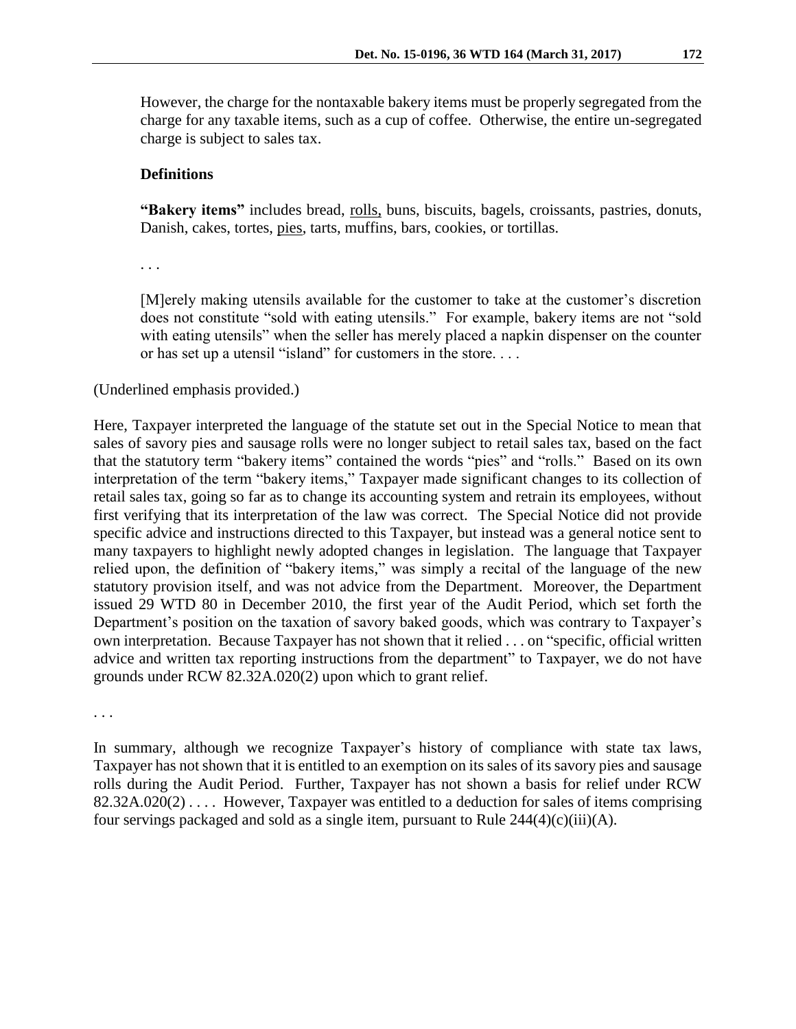However, the charge for the nontaxable bakery items must be properly segregated from the charge for any taxable items, such as a cup of coffee. Otherwise, the entire un-segregated charge is subject to sales tax.

> **Definitions**
>
> **"Bakery items"** includes bread, <u>rolls,</u> buns, biscuits, bagels, croissants, pastries, donuts, Danish, cakes, tortes, <u>pies</u>, tarts, muffins, bars, cookies, or tortillas.
>
> . . .
>
> [M]erely making utensils available for the customer to take at the customer's discretion does not constitute "sold with eating utensils." For example, bakery items are not "sold with eating utensils" when the seller has merely placed a napkin dispenser on the counter or has set up a utensil "island" for customers in the store. . . .

(Underlined emphasis provided.)

Here, Taxpayer interpreted the language of the statute set out in the Special Notice to mean that sales of savory pies and sausage rolls were no longer subject to retail sales tax, based on the fact that the statutory term "bakery items" contained the words "pies" and "rolls." Based on its own interpretation of the term "bakery items," Taxpayer made significant changes to its collection of retail sales tax, going so far as to change its accounting system and retrain its employees, without first verifying that its interpretation of the law was correct. The Special Notice did not provide specific advice and instructions directed to this Taxpayer, but instead was a general notice sent to many taxpayers to highlight newly adopted changes in legislation. The language that Taxpayer relied upon, the definition of "bakery items," was simply a recital of the language of the new statutory provision itself, and was not advice from the Department. Moreover, the Department issued 29 WTD 80 in December 2010, the first year of the Audit Period, which set forth the Department's position on the taxation of savory baked goods, which was contrary to Taxpayer's own interpretation. Because Taxpayer has not shown that it relied . . . on "specific, official written advice and written tax reporting instructions from the department" to Taxpayer, we do not have grounds under RCW 82.32A.020(2) upon which to grant relief.

. . .

In summary, although we recognize Taxpayer's history of compliance with state tax laws, Taxpayer has not shown that it is entitled to an exemption on its sales of its savory pies and sausage rolls during the Audit Period. Further, Taxpayer has not shown a basis for relief under RCW 82.32A.020(2) . . . . However, Taxpayer was entitled to a deduction for sales of items comprising four servings packaged and sold as a single item, pursuant to Rule 244(4)(c)(iii)(A).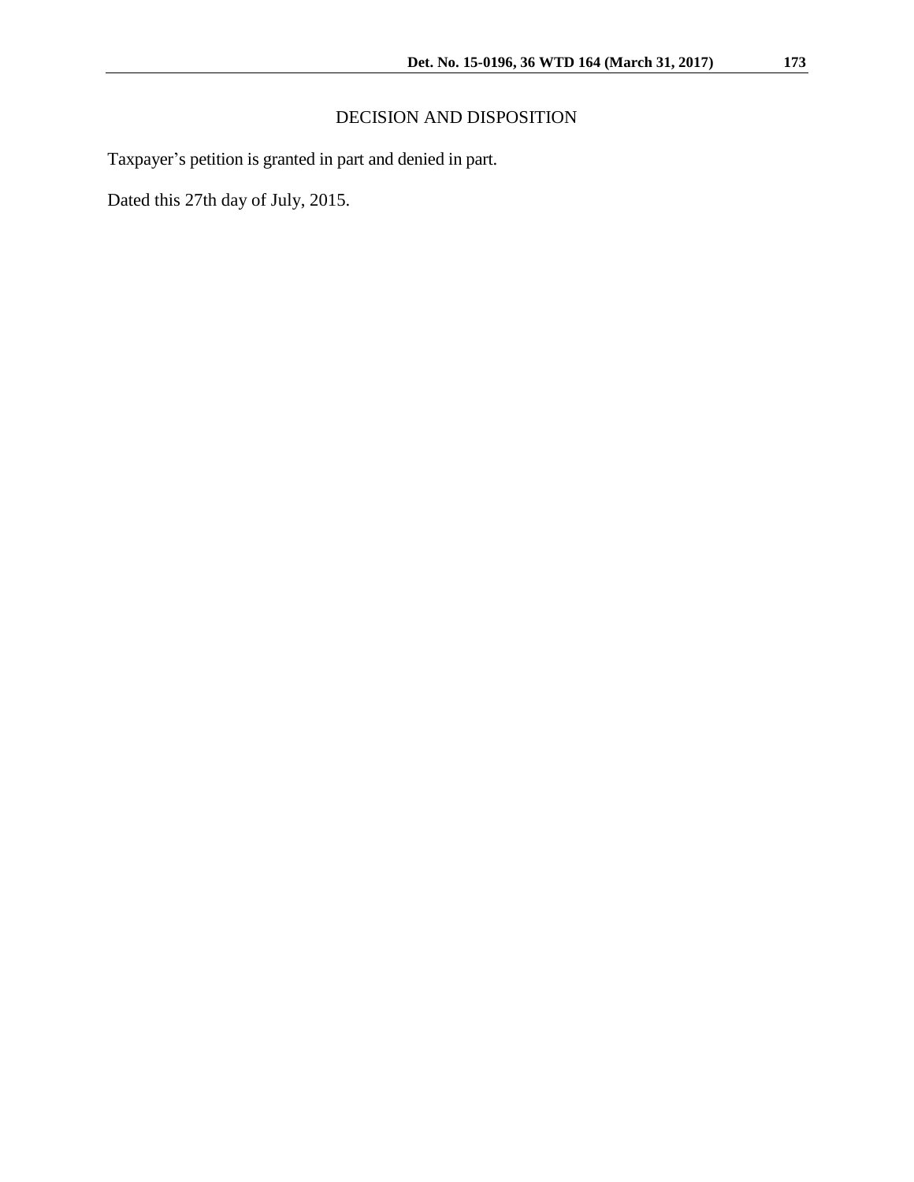## DECISION AND DISPOSITION

Taxpayer's petition is granted in part and denied in part.

Dated this 27th day of July, 2015.